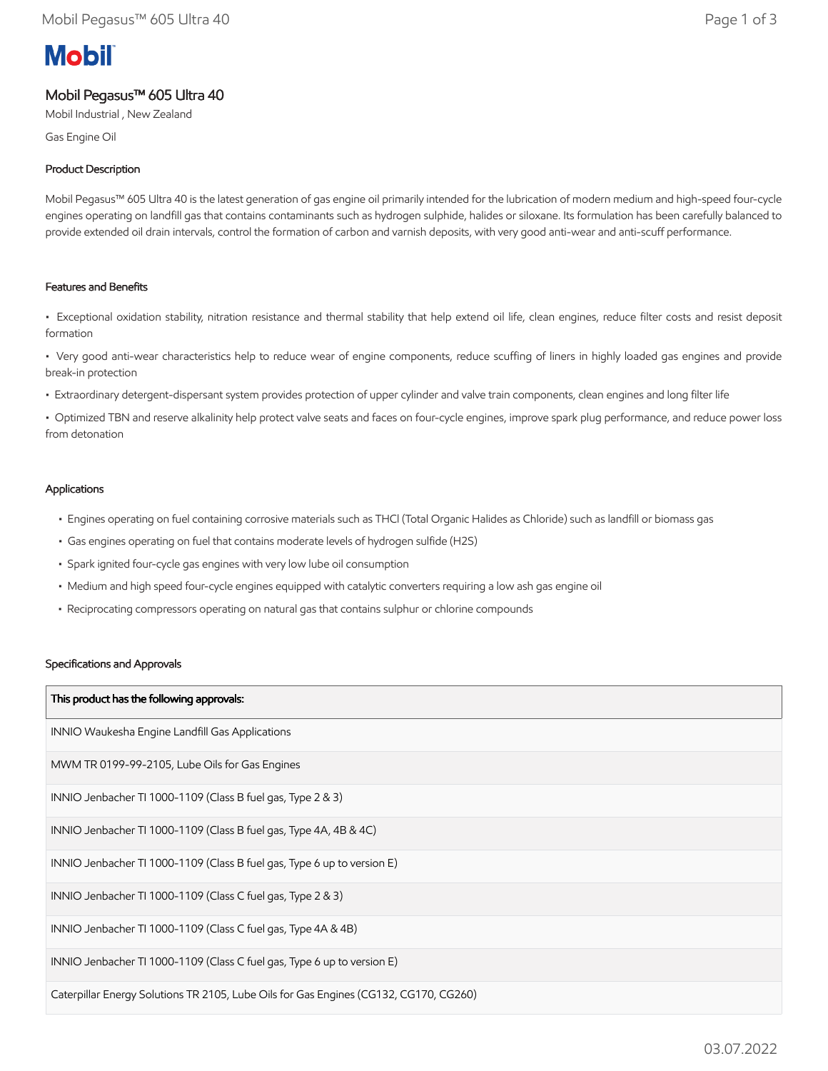Mobil

# Mobil Pegasus™ 605 Ultra 40

Mobil Industrial , New Zealand

Gas Engine Oil

## Product Description

Mobil Pegasus™ 605 Ultra 40 is the latest generation of gas engine oil primarily intended for the lubrication of modern medium and high-speed four-cycle engines operating on landfill gas that contains contaminants such as hydrogen sulphide, halides or siloxane. Its formulation has been carefully balanced to provide extended oil drain intervals, control the formation of carbon and varnish deposits, with very good anti-wear and anti-scuff performance.

## Features and Benefits

- Exceptional oxidation stability, nitration resistance and thermal stability that help extend oil life, clean engines, reduce filter costs and resist deposit formation
- Very good anti-wear characteristics help to reduce wear of engine components, reduce scuffing of liners in highly loaded gas engines and provide break-in protection
- Extraordinary detergent-dispersant system provides protection of upper cylinder and valve train components, clean engines and long filter life
- Optimized TBN and reserve alkalinity help protect valve seats and faces on four-cycle engines, improve spark plug performance, and reduce power loss from detonation

## Applications

- Engines operating on fuel containing corrosive materials such as THCl (Total Organic Halides as Chloride) such as landfill or biomass gas
- Gas engines operating on fuel that contains moderate levels of hydrogen sulfide ($H_2S$)
- Spark ignited four-cycle gas engines with very low lube oil consumption
- Medium and high speed four-cycle engines equipped with catalytic converters requiring a low ash gas engine oil
- Reciprocating compressors operating on natural gas that contains sulphur or chlorine compounds

## Specifications and Approvals

| This product has the following approvals: |
|---|
| INNIO Waukesha Engine Landfill Gas Applications |
| MWM TR 0199-99-2105, Lube Oils for Gas Engines |
| INNIO Jenbacher TI 1000-1109 (Class B fuel gas, Type 2 & 3) |
| INNIO Jenbacher TI 1000-1109 (Class B fuel gas, Type 4A, 4B & 4C) |
| INNIO Jenbacher TI 1000-1109 (Class B fuel gas, Type 6 up to version E) |
| INNIO Jenbacher TI 1000-1109 (Class C fuel gas, Type 2 & 3) |
| INNIO Jenbacher TI 1000-1109 (Class C fuel gas, Type 4A & 4B) |
| INNIO Jenbacher TI 1000-1109 (Class C fuel gas, Type 6 up to version E) |
| Caterpillar Energy Solutions TR 2105, Lube Oils for Gas Engines (CG132, CG170, CG260) |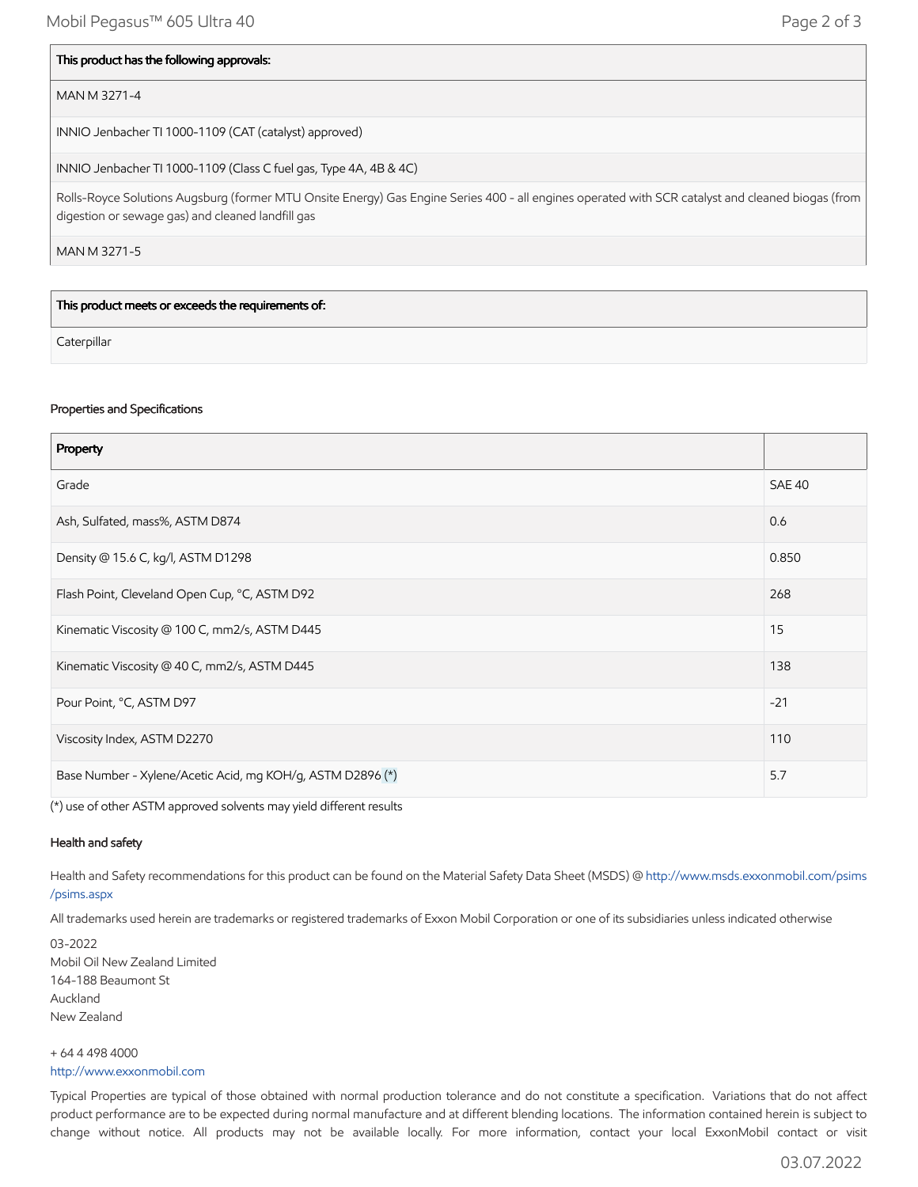| This product has the following approvals: |
|---|
| MAN M 3271-4 |
| INNIO Jenbacher TI 1000-1109 (CAT (catalyst) approved) |
| INNIO Jenbacher TI 1000-1109 (Class C fuel gas, Type 4A, 4B & 4C) |
| Rolls-Royce Solutions Augsburg (former MTU Onsite Energy) Gas Engine Series 400 - all engines operated with SCR catalyst and cleaned biogas (from digestion or sewage gas) and cleaned landfill gas |
| MAN M 3271-5 |

| This product meets or exceeds the requirements of: |
|---|
| Caterpillar |

### Properties and Specifications

| Property | |
|---|---|
| Grade | SAE 40 |
| Ash, Sulfated, mass%, ASTM D874 | 0.6 |
| Density @ 15.6 C, kg/l, ASTM D1298 | 0.850 |
| Flash Point, Cleveland Open Cup, °C, ASTM D92 | 268 |
| Kinematic Viscosity @ 100 C, mm2/s, ASTM D445 | 15 |
| Kinematic Viscosity @ 40 C, mm2/s, ASTM D445 | 138 |
| Pour Point, °C, ASTM D97 | -21 |
| Viscosity Index, ASTM D2270 | 110 |
| Base Number - Xylene/Acetic Acid, mg KOH/g, ASTM D2896 (*) | 5.7 |

(*) use of other ASTM approved solvents may yield different results

### Health and safety

Health and Safety recommendations for this product can be found on the Material Safety Data Sheet (MSDS) @ http://www.msds.exxonmobil.com/psims/psims.aspx

All trademarks used herein are trademarks or registered trademarks of Exxon Mobil Corporation or one of its subsidiaries unless indicated otherwise

03-2022
Mobil Oil New Zealand Limited
164-188 Beaumont St
Auckland
New Zealand

+ 64 4 498 4000
http://www.exxonmobil.com

Typical Properties are typical of those obtained with normal production tolerance and do not constitute a specification. Variations that do not affect product performance are to be expected during normal manufacture and at different blending locations. The information contained herein is subject to change without notice. All products may not be available locally. For more information, contact your local ExxonMobil contact or visit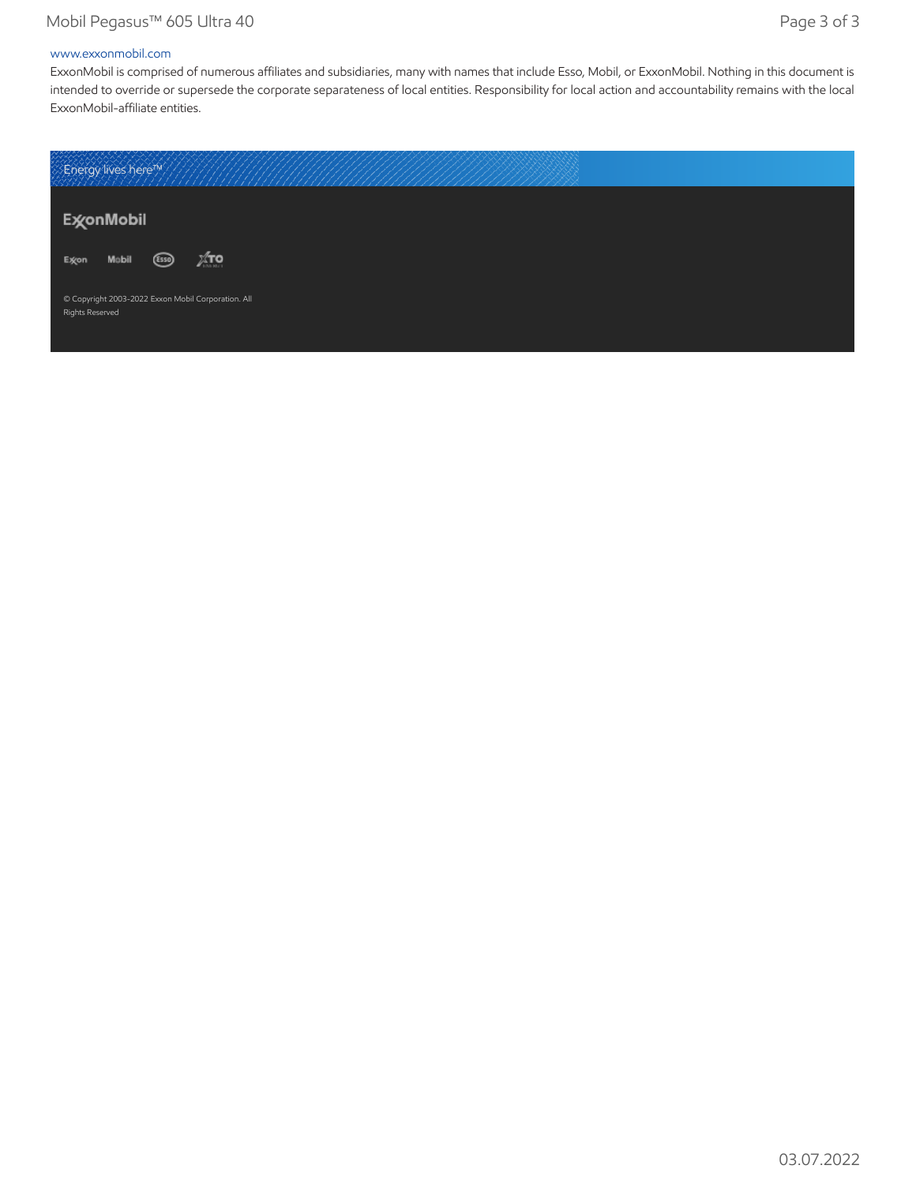www.exxonmobil.com

ExxonMobil is comprised of numerous affiliates and subsidiaries, many with names that include Esso, Mobil, or ExxonMobil. Nothing in this document is intended to override or supersede the corporate separateness of local entities. Responsibility for local action and accountability remains with the local ExxonMobil-affiliate entities.

Energy lives here™

ExxonMobil

Exxon Mobil Esso XTO

© Copyright 2003-2022 Exxon Mobil Corporation. All Rights Reserved

03.07.2022